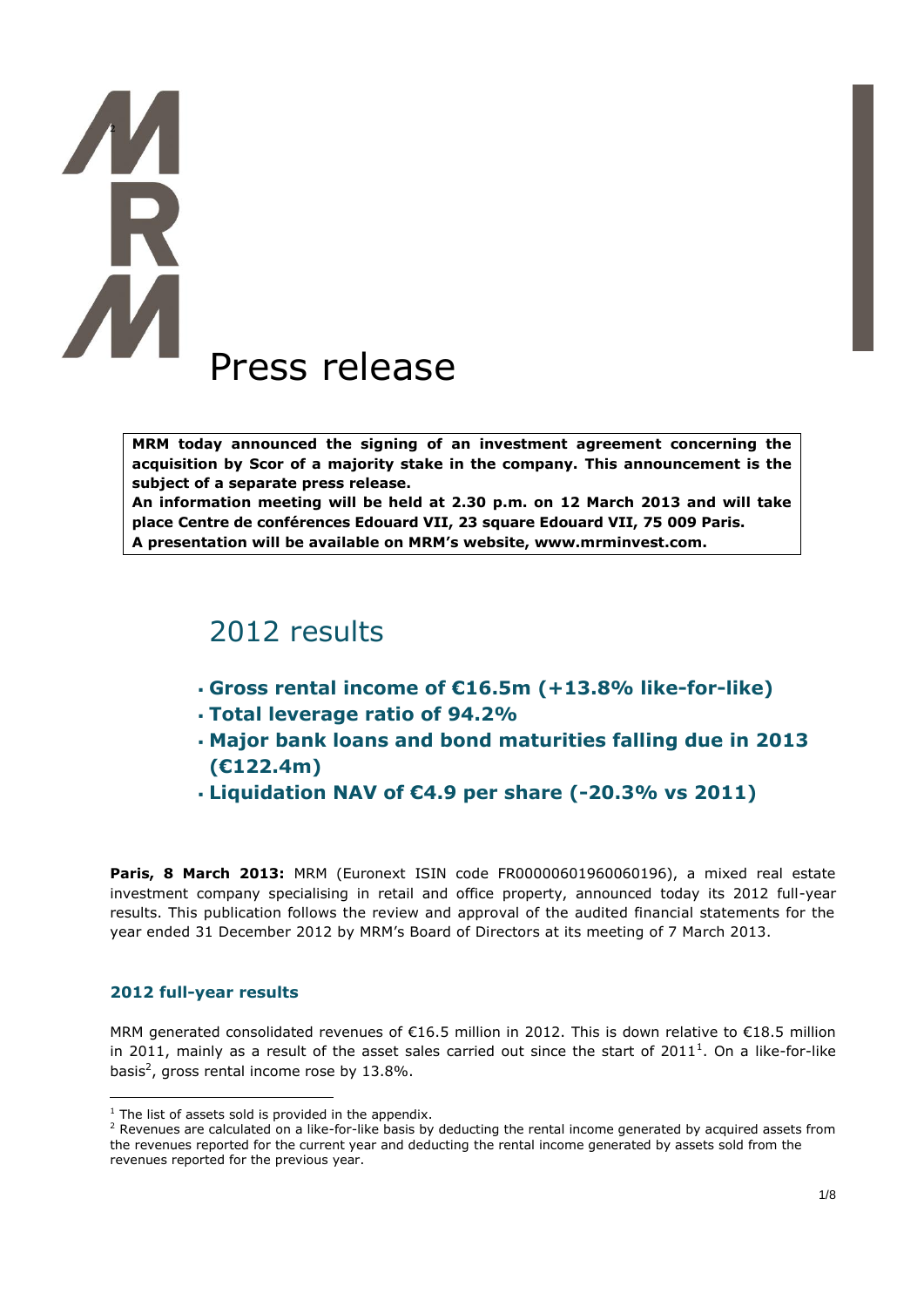# Press release

**MRM today announced the signing of an investment agreement concerning the acquisition by Scor of a majority stake in the company. This announcement is the subject of a separate press release.**
**An information meeting will be held at 2.30 p.m. on 12 March 2013 and will take place Centre de conférences Edouard VII, 23 square Edouard VII, 75 009 Paris.**
**A presentation will be available on MRM's website, www.mrminvest.com.**

## 2012 results

- **Gross rental income of €16.5m (+13.8% like-for-like)**
- **Total leverage ratio of 94.2%**
- **Major bank loans and bond maturities falling due in 2013 (€122.4m)**
- **Liquidation NAV of €4.9 per share (-20.3% vs 2011)**

**Paris, 8 March 2013:** MRM (Euronext ISIN code FR00000601960060196), a mixed real estate investment company specialising in retail and office property, announced today its 2012 full-year results. This publication follows the review and approval of the audited financial statements for the year ended 31 December 2012 by MRM's Board of Directors at its meeting of 7 March 2013.

### 2012 full-year results

MRM generated consolidated revenues of €16.5 million in 2012. This is down relative to €18.5 million in 2011, mainly as a result of the asset sales carried out since the start of 2011[1]. On a like-for-like basis[2], gross rental income rose by 13.8%.

[1] The list of assets sold is provided in the appendix.
[2] Revenues are calculated on a like-for-like basis by deducting the rental income generated by acquired assets from the revenues reported for the current year and deducting the rental income generated by assets sold from the revenues reported for the previous year.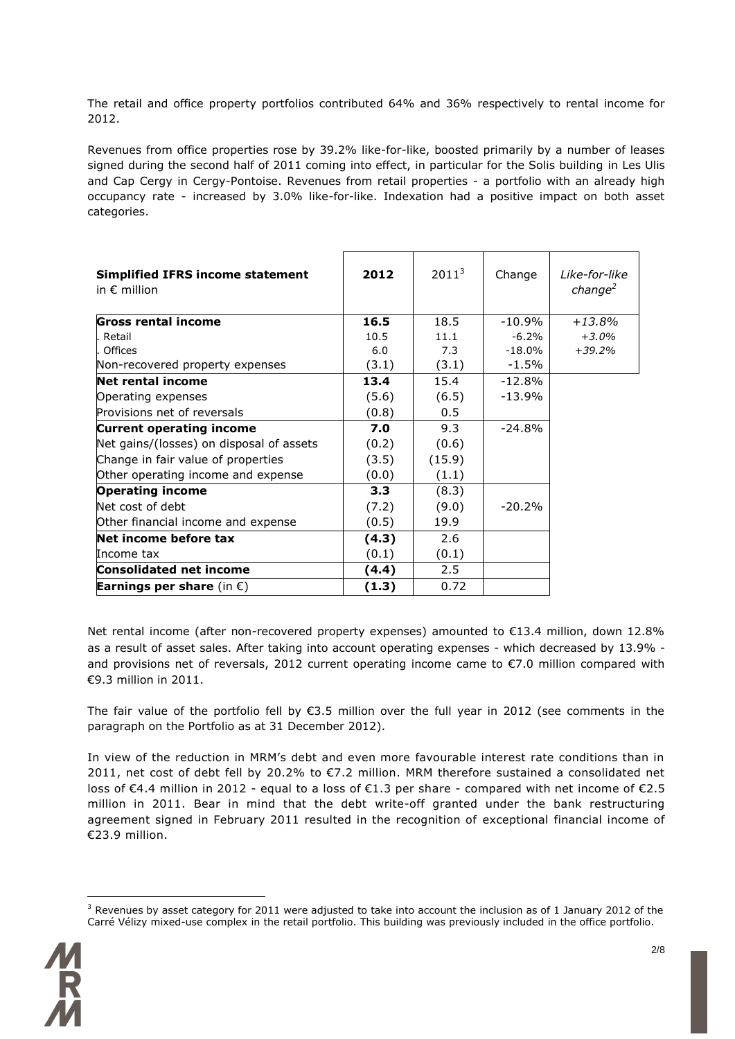The retail and office property portfolios contributed 64% and 36% respectively to rental income for 2012.

Revenues from office properties rose by 39.2% like-for-like, boosted primarily by a number of leases signed during the second half of 2011 coming into effect, in particular for the Solis building in Les Ulis and Cap Cergy in Cergy-Pontoise. Revenues from retail properties - a portfolio with an already high occupancy rate - increased by 3.0% like-for-like. Indexation had a positive impact on both asset categories.

| **Simplified IFRS income statement** in € million | **2012** | 2011[3] | Change | *Like-for-like change*[2] |
|---|---|---|---|---|
| **Gross rental income** | **16.5** | 18.5 | -10.9% | *+13.8%* |
| . Retail | 10.5 | 11.1 | -6.2% | *+3.0%* |
| . Offices | 6.0 | 7.3 | -18.0% | *+39.2%* |
| Non-recovered property expenses | (3.1) | (3.1) | -1.5% | |
| **Net rental income** | **13.4** | 15.4 | -12.8% | |
| Operating expenses | (5.6) | (6.5) | -13.9% | |
| Provisions net of reversals | (0.8) | 0.5 | | |
| **Current operating income** | **7.0** | 9.3 | -24.8% | |
| Net gains/(losses) on disposal of assets | (0.2) | (0.6) | | |
| Change in fair value of properties | (3.5) | (15.9) | | |
| Other operating income and expense | (0.0) | (1.1) | | |
| **Operating income** | **3.3** | (8.3) | | |
| Net cost of debt | (7.2) | (9.0) | -20.2% | |
| Other financial income and expense | (0.5) | 19.9 | | |
| **Net income before tax** | **(4.3)** | 2.6 | | |
| Income tax | (0.1) | (0.1) | | |
| **Consolidated net income** | **(4.4)** | 2.5 | | |
| **Earnings per share** (in €) | **(1.3)** | 0.72 | | |

Net rental income (after non-recovered property expenses) amounted to €13.4 million, down 12.8% as a result of asset sales. After taking into account operating expenses - which decreased by 13.9% - and provisions net of reversals, 2012 current operating income came to €7.0 million compared with €9.3 million in 2011.

The fair value of the portfolio fell by €3.5 million over the full year in 2012 (see comments in the paragraph on the Portfolio as at 31 December 2012).

In view of the reduction in MRM's debt and even more favourable interest rate conditions than in 2011, net cost of debt fell by 20.2% to €7.2 million. MRM therefore sustained a consolidated net loss of €4.4 million in 2012 - equal to a loss of €1.3 per share - compared with net income of €2.5 million in 2011. Bear in mind that the debt write-off granted under the bank restructuring agreement signed in February 2011 resulted in the recognition of exceptional financial income of €23.9 million.

[3] Revenues by asset category for 2011 were adjusted to take into account the inclusion as of 1 January 2012 of the Carré Vélizy mixed-use complex in the retail portfolio. This building was previously included in the office portfolio.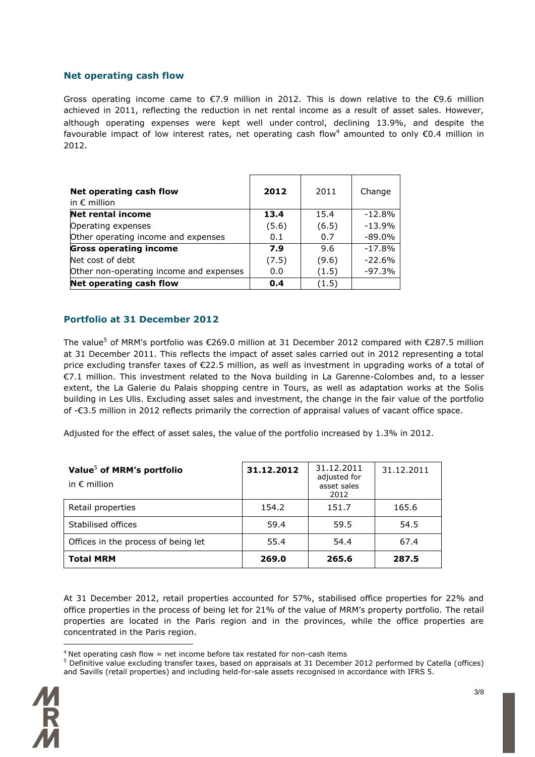## Net operating cash flow

Gross operating income came to €7.9 million in 2012. This is down relative to the €9.6 million achieved in 2011, reflecting the reduction in net rental income as a result of asset sales. However, although operating expenses were kept well under control, declining 13.9%, and despite the favourable impact of low interest rates, net operating cash flow[4] amounted to only €0.4 million in 2012.

| **Net operating cash flow** in € million | **2012** | 2011 | Change |
|---|---|---|---|
| **Net rental income** | **13.4** | 15.4 | -12.8% |
| Operating expenses | (5.6) | (6.5) | -13.9% |
| Other operating income and expenses | 0.1 | 0.7 | -89.0% |
| **Gross operating income** | **7.9** | 9.6 | -17.8% |
| Net cost of debt | (7.5) | (9.6) | -22.6% |
| Other non-operating income and expenses | 0.0 | (1.5) | -97.3% |
| **Net operating cash flow** | **0.4** | (1.5) | |

## Portfolio at 31 December 2012

The value[5] of MRM's portfolio was €269.0 million at 31 December 2012 compared with €287.5 million at 31 December 2011. This reflects the impact of asset sales carried out in 2012 representing a total price excluding transfer taxes of €22.5 million, as well as investment in upgrading works of a total of €7.1 million. This investment related to the Nova building in La Garenne-Colombes and, to a lesser extent, the La Galerie du Palais shopping centre in Tours, as well as adaptation works at the Solis building in Les Ulis. Excluding asset sales and investment, the change in the fair value of the portfolio of -€3.5 million in 2012 reflects primarily the correction of appraisal values of vacant office space.

Adjusted for the effect of asset sales, the value of the portfolio increased by 1.3% in 2012.

| **Value[5] of MRM's portfolio** in € million | **31.12.2012** | 31.12.2011 adjusted for asset sales 2012 | 31.12.2011 |
|---|---|---|---|
| Retail properties | 154.2 | 151.7 | 165.6 |
| Stabilised offices | 59.4 | 59.5 | 54.5 |
| Offices in the process of being let | 55.4 | 54.4 | 67.4 |
| **Total MRM** | **269.0** | **265.6** | **287.5** |

At 31 December 2012, retail properties accounted for 57%, stabilised office properties for 22% and office properties in the process of being let for 21% of the value of MRM's property portfolio. The retail properties are located in the Paris region and in the provinces, while the office properties are concentrated in the Paris region.

[4] Net operating cash flow = net income before tax restated for non-cash items

[5] Definitive value excluding transfer taxes, based on appraisals at 31 December 2012 performed by Catella (offices) and Savills (retail properties) and including held-for-sale assets recognised in accordance with IFRS 5.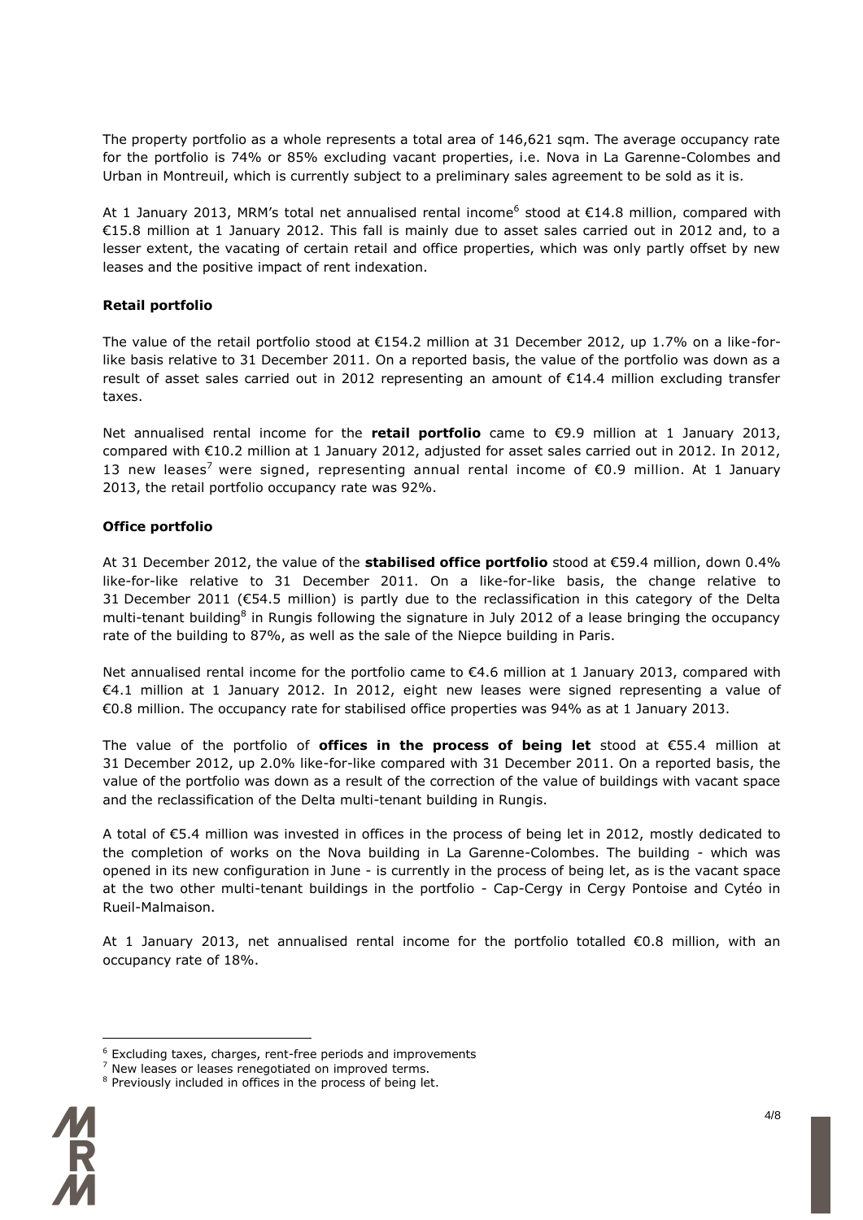The property portfolio as a whole represents a total area of 146,621 sqm. The average occupancy rate for the portfolio is 74% or 85% excluding vacant properties, i.e. Nova in La Garenne-Colombes and Urban in Montreuil, which is currently subject to a preliminary sales agreement to be sold as it is.

At 1 January 2013, MRM's total net annualised rental income[6] stood at €14.8 million, compared with €15.8 million at 1 January 2012. This fall is mainly due to asset sales carried out in 2012 and, to a lesser extent, the vacating of certain retail and office properties, which was only partly offset by new leases and the positive impact of rent indexation.

**Retail portfolio**

The value of the retail portfolio stood at €154.2 million at 31 December 2012, up 1.7% on a like-for-like basis relative to 31 December 2011. On a reported basis, the value of the portfolio was down as a result of asset sales carried out in 2012 representing an amount of €14.4 million excluding transfer taxes.

Net annualised rental income for the **retail portfolio** came to €9.9 million at 1 January 2013, compared with €10.2 million at 1 January 2012, adjusted for asset sales carried out in 2012. In 2012, 13 new leases[7] were signed, representing annual rental income of €0.9 million. At 1 January 2013, the retail portfolio occupancy rate was 92%.

**Office portfolio**

At 31 December 2012, the value of the **stabilised office portfolio** stood at €59.4 million, down 0.4% like-for-like relative to 31 December 2011. On a like-for-like basis, the change relative to 31 December 2011 (€54.5 million) is partly due to the reclassification in this category of the Delta multi-tenant building[8] in Rungis following the signature in July 2012 of a lease bringing the occupancy rate of the building to 87%, as well as the sale of the Niepce building in Paris.

Net annualised rental income for the portfolio came to €4.6 million at 1 January 2013, compared with €4.1 million at 1 January 2012. In 2012, eight new leases were signed representing a value of €0.8 million. The occupancy rate for stabilised office properties was 94% as at 1 January 2013.

The value of the portfolio of **offices in the process of being let** stood at €55.4 million at 31 December 2012, up 2.0% like-for-like compared with 31 December 2011. On a reported basis, the value of the portfolio was down as a result of the correction of the value of buildings with vacant space and the reclassification of the Delta multi-tenant building in Rungis.

A total of €5.4 million was invested in offices in the process of being let in 2012, mostly dedicated to the completion of works on the Nova building in La Garenne-Colombes. The building - which was opened in its new configuration in June - is currently in the process of being let, as is the vacant space at the two other multi-tenant buildings in the portfolio - Cap-Cergy in Cergy Pontoise and Cytéo in Rueil-Malmaison.

At 1 January 2013, net annualised rental income for the portfolio totalled €0.8 million, with an occupancy rate of 18%.

---

[6] Excluding taxes, charges, rent-free periods and improvements

[7] New leases or leases renegotiated on improved terms.

[8] Previously included in offices in the process of being let.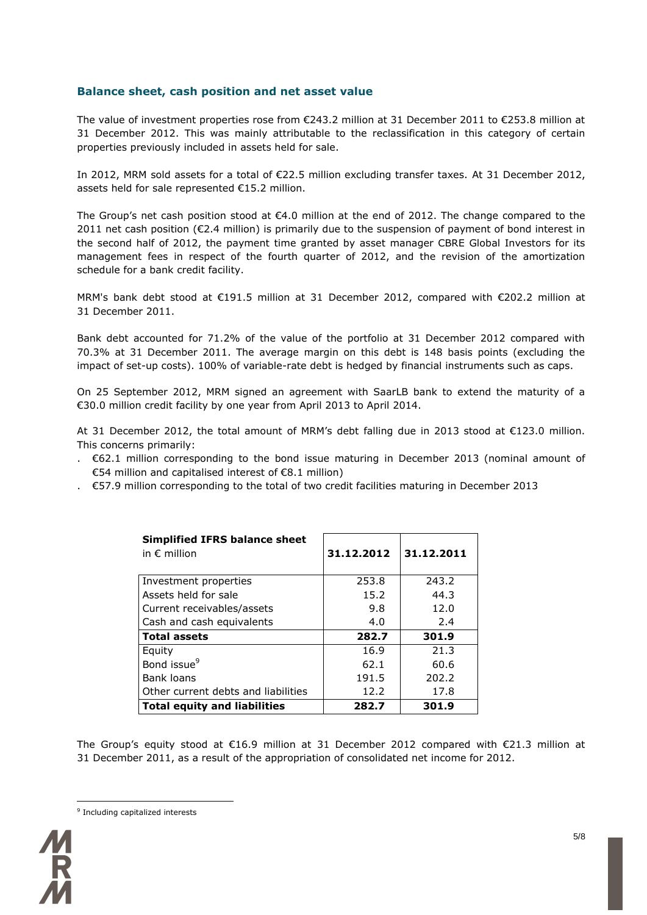## Balance sheet, cash position and net asset value

The value of investment properties rose from €243.2 million at 31 December 2011 to €253.8 million at 31 December 2012. This was mainly attributable to the reclassification in this category of certain properties previously included in assets held for sale.

In 2012, MRM sold assets for a total of €22.5 million excluding transfer taxes. At 31 December 2012, assets held for sale represented €15.2 million.

The Group's net cash position stood at €4.0 million at the end of 2012. The change compared to the 2011 net cash position (€2.4 million) is primarily due to the suspension of payment of bond interest in the second half of 2012, the payment time granted by asset manager CBRE Global Investors for its management fees in respect of the fourth quarter of 2012, and the revision of the amortization schedule for a bank credit facility.

MRM's bank debt stood at €191.5 million at 31 December 2012, compared with €202.2 million at 31 December 2011.

Bank debt accounted for 71.2% of the value of the portfolio at 31 December 2012 compared with 70.3% at 31 December 2011. The average margin on this debt is 148 basis points (excluding the impact of set-up costs). 100% of variable-rate debt is hedged by financial instruments such as caps.

On 25 September 2012, MRM signed an agreement with SaarLB bank to extend the maturity of a €30.0 million credit facility by one year from April 2013 to April 2014.

At 31 December 2012, the total amount of MRM's debt falling due in 2013 stood at €123.0 million. This concerns primarily:

- €62.1 million corresponding to the bond issue maturing in December 2013 (nominal amount of €54 million and capitalised interest of €8.1 million)
- €57.9 million corresponding to the total of two credit facilities maturing in December 2013

| **Simplified IFRS balance sheet** in € million | **31.12.2012** | **31.12.2011** |
|---|---|---|
| Investment properties | 253.8 | 243.2 |
| Assets held for sale | 15.2 | 44.3 |
| Current receivables/assets | 9.8 | 12.0 |
| Cash and cash equivalents | 4.0 | 2.4 |
| **Total assets** | **282.7** | **301.9** |
| Equity | 16.9 | 21.3 |
| Bond issue[9] | 62.1 | 60.6 |
| Bank loans | 191.5 | 202.2 |
| Other current debts and liabilities | 12.2 | 17.8 |
| **Total equity and liabilities** | **282.7** | **301.9** |

The Group's equity stood at €16.9 million at 31 December 2012 compared with €21.3 million at 31 December 2011, as a result of the appropriation of consolidated net income for 2012.

[9] Including capitalized interests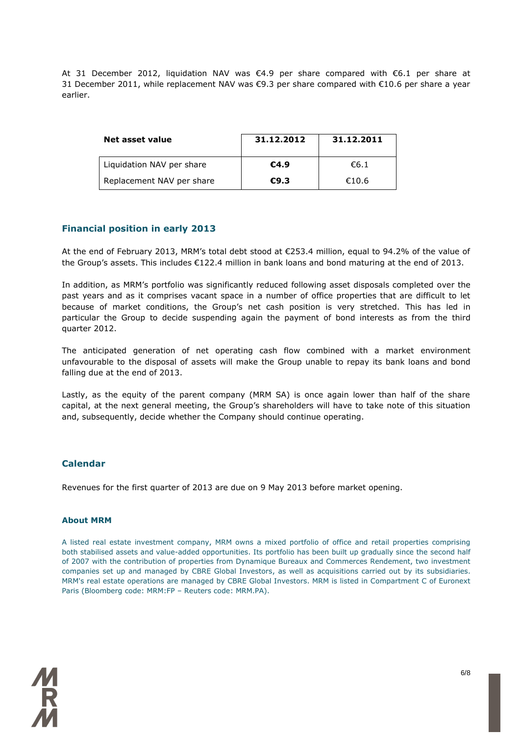At 31 December 2012, liquidation NAV was €4.9 per share compared with €6.1 per share at 31 December 2011, while replacement NAV was €9.3 per share compared with €10.6 per share a year earlier.

| Net asset value | 31.12.2012 | 31.12.2011 |
|---|---|---|
| Liquidation NAV per share | **€4.9** | €6.1 |
| Replacement NAV per share | **€9.3** | €10.6 |

## Financial position in early 2013

At the end of February 2013, MRM's total debt stood at €253.4 million, equal to 94.2% of the value of the Group's assets. This includes €122.4 million in bank loans and bond maturing at the end of 2013.

In addition, as MRM's portfolio was significantly reduced following asset disposals completed over the past years and as it comprises vacant space in a number of office properties that are difficult to let because of market conditions, the Group's net cash position is very stretched. This has led in particular the Group to decide suspending again the payment of bond interests as from the third quarter 2012.

The anticipated generation of net operating cash flow combined with a market environment unfavourable to the disposal of assets will make the Group unable to repay its bank loans and bond falling due at the end of 2013.

Lastly, as the equity of the parent company (MRM SA) is once again lower than half of the share capital, at the next general meeting, the Group's shareholders will have to take note of this situation and, subsequently, decide whether the Company should continue operating.

## Calendar

Revenues for the first quarter of 2013 are due on 9 May 2013 before market opening.

### About MRM

A listed real estate investment company, MRM owns a mixed portfolio of office and retail properties comprising both stabilised assets and value-added opportunities. Its portfolio has been built up gradually since the second half of 2007 with the contribution of properties from Dynamique Bureaux and Commerces Rendement, two investment companies set up and managed by CBRE Global Investors, as well as acquisitions carried out by its subsidiaries. MRM's real estate operations are managed by CBRE Global Investors. MRM is listed in Compartment C of Euronext Paris (Bloomberg code: MRM:FP – Reuters code: MRM.PA).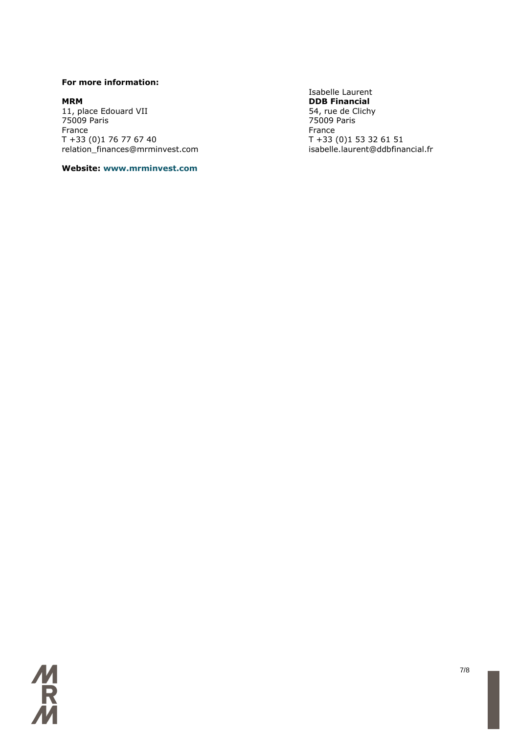**For more information:**

**MRM**
11, place Edouard VII
75009 Paris
France
T +33 (0)1 76 77 67 40
relation_finances@mrminvest.com

**Website: www.mrminvest.com**

Isabelle Laurent
**DDB Financial**
54, rue de Clichy
75009 Paris
France
T +33 (0)1 53 32 61 51
isabelle.laurent@ddbfinancial.fr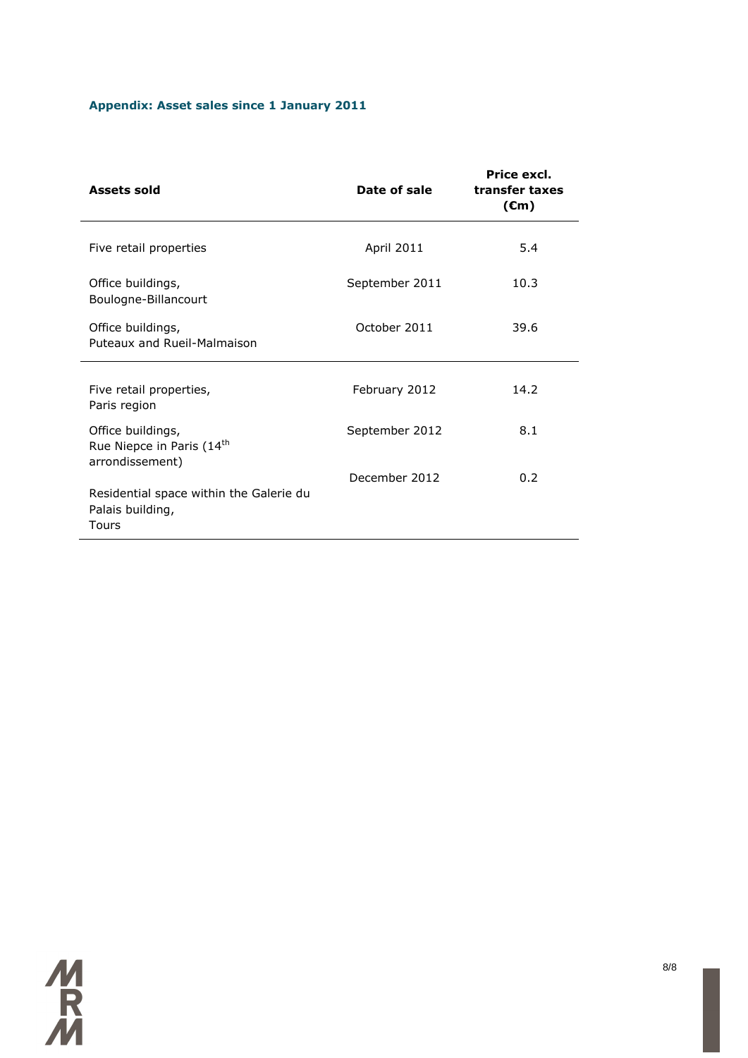### Appendix: Asset sales since 1 January 2011

| Assets sold | Date of sale | Price excl. transfer taxes (€m) |
|---|---|---|
| Five retail properties | April 2011 | 5.4 |
| Office buildings, Boulogne-Billancourt | September 2011 | 10.3 |
| Office buildings, Puteaux and Rueil-Malmaison | October 2011 | 39.6 |
| Five retail properties, Paris region | February 2012 | 14.2 |
| Office buildings, Rue Niepce in Paris (14th arrondissement) | September 2012 | 8.1 |
| Residential space within the Galerie du Palais building, Tours | December 2012 | 0.2 |